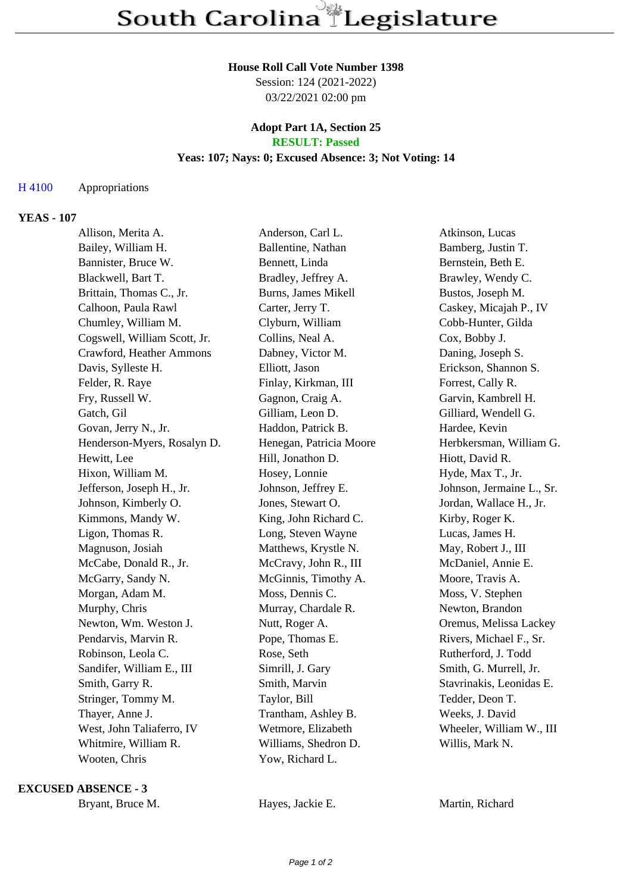# South Carolina Legislature

**House Roll Call Vote Number 1398**
Session: 124 (2021-2022)
03/22/2021 02:00 pm

**Adopt Part 1A, Section 25**
**RESULT: Passed**
**Yeas: 107; Nays: 0; Excused Absence: 3; Not Voting: 14**

H 4100 Appropriations

## YEAS - 107

| | | |
|---|---|---|
| Allison, Merita A. | Anderson, Carl L. | Atkinson, Lucas |
| Bailey, William H. | Ballentine, Nathan | Bamberg, Justin T. |
| Bannister, Bruce W. | Bennett, Linda | Bernstein, Beth E. |
| Blackwell, Bart T. | Bradley, Jeffrey A. | Brawley, Wendy C. |
| Brittain, Thomas C., Jr. | Burns, James Mikell | Bustos, Joseph M. |
| Calhoon, Paula Rawl | Carter, Jerry T. | Caskey, Micajah P., IV |
| Chumley, William M. | Clyburn, William | Cobb-Hunter, Gilda |
| Cogswell, William Scott, Jr. | Collins, Neal A. | Cox, Bobby J. |
| Crawford, Heather Ammons | Dabney, Victor M. | Daning, Joseph S. |
| Davis, Sylleste H. | Elliott, Jason | Erickson, Shannon S. |
| Felder, R. Raye | Finlay, Kirkman, III | Forrest, Cally R. |
| Fry, Russell W. | Gagnon, Craig A. | Garvin, Kambrell H. |
| Gatch, Gil | Gilliam, Leon D. | Gilliard, Wendell G. |
| Govan, Jerry N., Jr. | Haddon, Patrick B. | Hardee, Kevin |
| Henderson-Myers, Rosalyn D. | Henegan, Patricia Moore | Herbkersman, William G. |
| Hewitt, Lee | Hill, Jonathon D. | Hiott, David R. |
| Hixon, William M. | Hosey, Lonnie | Hyde, Max T., Jr. |
| Jefferson, Joseph H., Jr. | Johnson, Jeffrey E. | Johnson, Jermaine L., Sr. |
| Johnson, Kimberly O. | Jones, Stewart O. | Jordan, Wallace H., Jr. |
| Kimmons, Mandy W. | King, John Richard C. | Kirby, Roger K. |
| Ligon, Thomas R. | Long, Steven Wayne | Lucas, James H. |
| Magnuson, Josiah | Matthews, Krystle N. | May, Robert J., III |
| McCabe, Donald R., Jr. | McCravy, John R., III | McDaniel, Annie E. |
| McGarry, Sandy N. | McGinnis, Timothy A. | Moore, Travis A. |
| Morgan, Adam M. | Moss, Dennis C. | Moss, V. Stephen |
| Murphy, Chris | Murray, Chardale R. | Newton, Brandon |
| Newton, Wm. Weston J. | Nutt, Roger A. | Oremus, Melissa Lackey |
| Pendarvis, Marvin R. | Pope, Thomas E. | Rivers, Michael F., Sr. |
| Robinson, Leola C. | Rose, Seth | Rutherford, J. Todd |
| Sandifer, William E., III | Simrill, J. Gary | Smith, G. Murrell, Jr. |
| Smith, Garry R. | Smith, Marvin | Stavrinakis, Leonidas E. |
| Stringer, Tommy M. | Taylor, Bill | Tedder, Deon T. |
| Thayer, Anne J. | Trantham, Ashley B. | Weeks, J. David |
| West, John Taliaferro, IV | Wetmore, Elizabeth | Wheeler, William W., III |
| Whitmire, William R. | Williams, Shedron D. | Willis, Mark N. |
| Wooten, Chris | Yow, Richard L. | |

## EXCUSED ABSENCE - 3

| | | |
|---|---|---|
| Bryant, Bruce M. | Hayes, Jackie E. | Martin, Richard |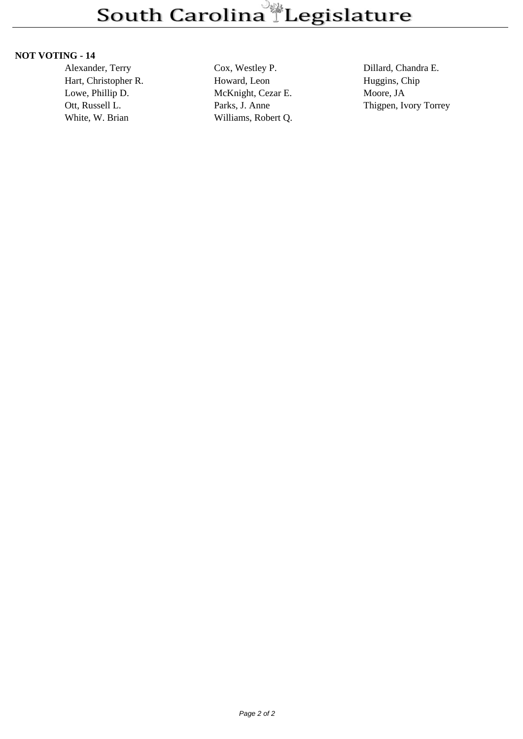**NOT VOTING - 14**

| | | |
|---|---|---|
| Alexander, Terry | Cox, Westley P. | Dillard, Chandra E. |
| Hart, Christopher R. | Howard, Leon | Huggins, Chip |
| Lowe, Phillip D. | McKnight, Cezar E. | Moore, JA |
| Ott, Russell L. | Parks, J. Anne | Thigpen, Ivory Torrey |
| White, W. Brian | Williams, Robert Q. | |